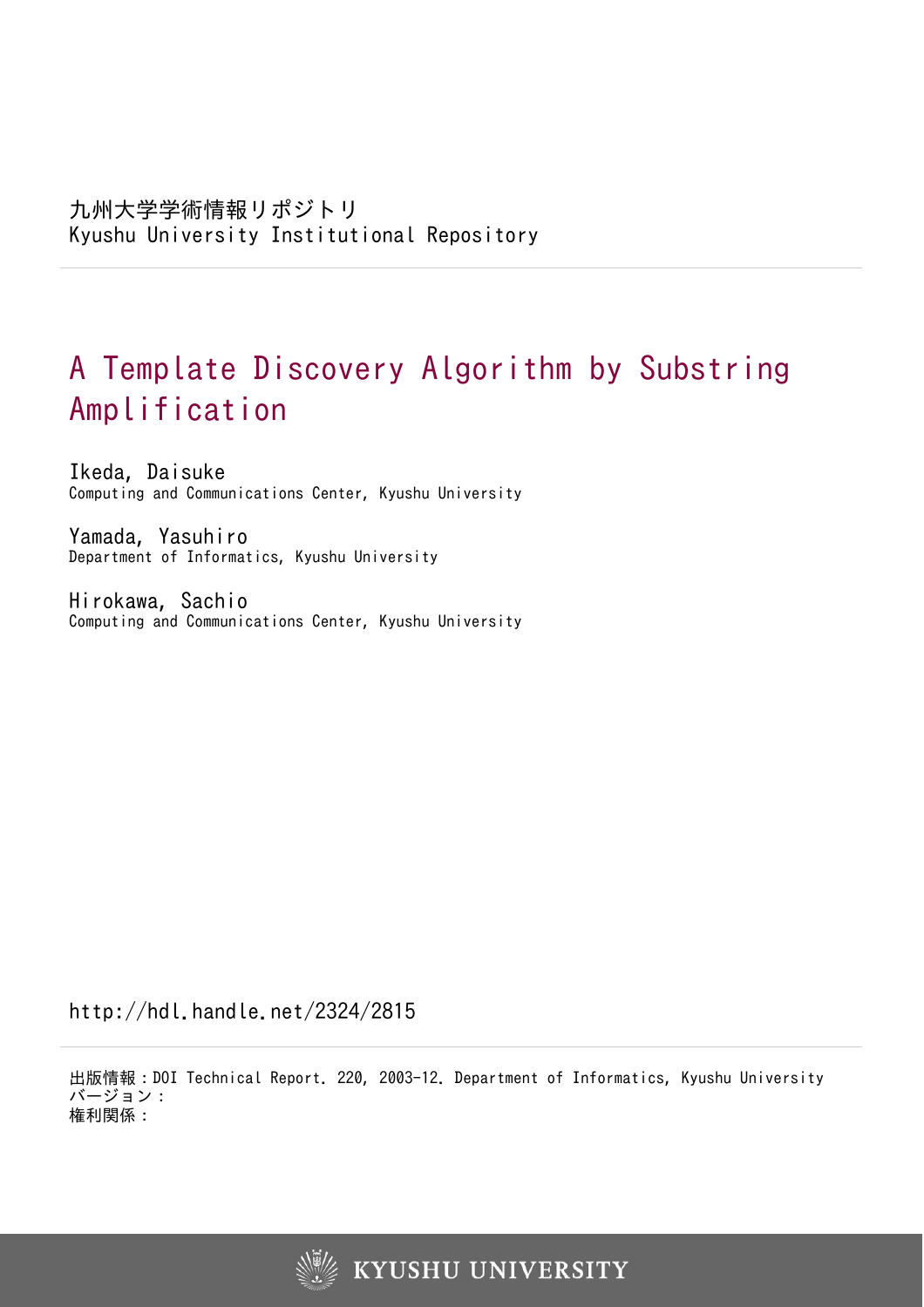九州大学学術情報リポジトリ
Kyushu University Institutional Repository

# A Template Discovery Algorithm by Substring Amplification

Ikeda, Daisuke
Computing and Communications Center, Kyushu University

Yamada, Yasuhiro
Department of Informatics, Kyushu University

Hirokawa, Sachio
Computing and Communications Center, Kyushu University

http://hdl.handle.net/2324/2815

出版情報：DOI Technical Report. 220, 2003-12. Department of Informatics, Kyushu University
バージョン：
権利関係：

KYUSHU UNIVERSITY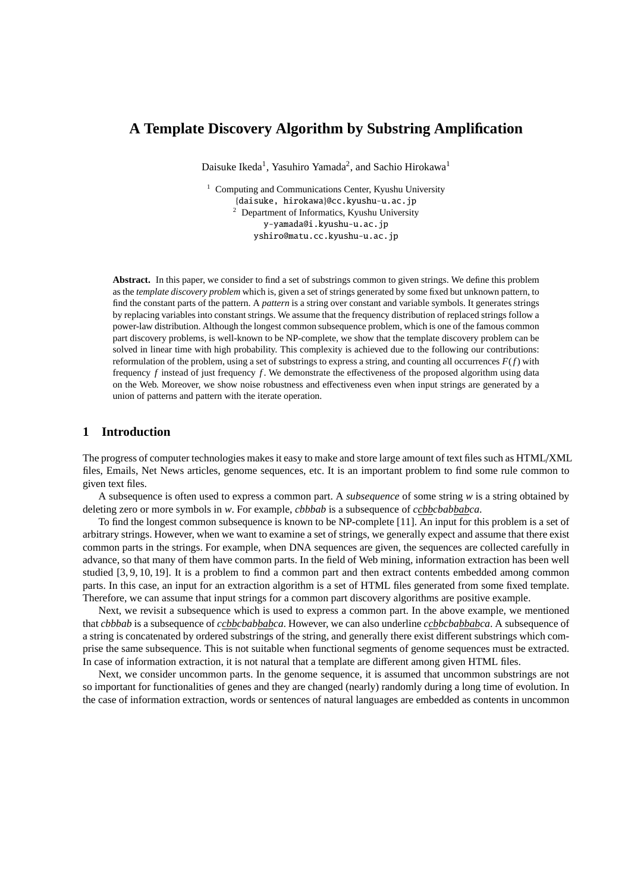# A Template Discovery Algorithm by Substring Amplification

Daisuke Ikeda[1], Yasuhiro Yamada[2], and Sachio Hirokawa[1]

[1] Computing and Communications Center, Kyushu University
{daisuke, hirokawa}@cc.kyushu-u.ac.jp
[2] Department of Informatics, Kyushu University
y-yamada@i.kyushu-u.ac.jp
yshiro@matu.cc.kyushu-u.ac.jp

**Abstract.** In this paper, we consider to find a set of substrings common to given strings. We define this problem as the *template discovery problem* which is, given a set of strings generated by some fixed but unknown pattern, to find the constant parts of the pattern. A *pattern* is a string over constant and variable symbols. It generates strings by replacing variables into constant strings. We assume that the frequency distribution of replaced strings follow a power-law distribution. Although the longest common subsequence problem, which is one of the famous common part discovery problems, is well-known to be NP-complete, we show that the template discovery problem can be solved in linear time with high probability. This complexity is achieved due to the following our contributions: reformulation of the problem, using a set of substrings to express a string, and counting all occurrences $F(f)$ with frequency $f$ instead of just frequency $f$. We demonstrate the effectiveness of the proposed algorithm using data on the Web. Moreover, we show noise robustness and effectiveness even when input strings are generated by a union of patterns and pattern with the iterate operation.

## 1 Introduction

The progress of computer technologies makes it easy to make and store large amount of text files such as HTML/XML files, Emails, Net News articles, genome sequences, etc. It is an important problem to find some rule common to given text files.

A subsequence is often used to express a common part. A *subsequence* of some string *w* is a string obtained by deleting zero or more symbols in *w*. For example, *cbbbab* is a subsequence of *ccbbcbabbabca*.

To find the longest common subsequence is known to be NP-complete [11]. An input for this problem is a set of arbitrary strings. However, when we want to examine a set of strings, we generally expect and assume that there exist common parts in the strings. For example, when DNA sequences are given, the sequences are collected carefully in advance, so that many of them have common parts. In the field of Web mining, information extraction has been well studied [3, 9, 10, 19]. It is a problem to find a common part and then extract contents embedded among common parts. In this case, an input for an extraction algorithm is a set of HTML files generated from some fixed template. Therefore, we can assume that input strings for a common part discovery algorithms are positive example.

Next, we revisit a subsequence which is used to express a common part. In the above example, we mentioned that *cbbbab* is a subsequence of *ccbbcbabbabca*. However, we can also underline *ccbbcbabbabca*. A subsequence of a string is concatenated by ordered substrings of the string, and generally there exist different substrings which comprise the same subsequence. This is not suitable when functional segments of genome sequences must be extracted. In case of information extraction, it is not natural that a template are different among given HTML files.

Next, we consider uncommon parts. In the genome sequence, it is assumed that uncommon substrings are not so important for functionalities of genes and they are changed (nearly) randomly during a long time of evolution. In the case of information extraction, words or sentences of natural languages are embedded as contents in uncommon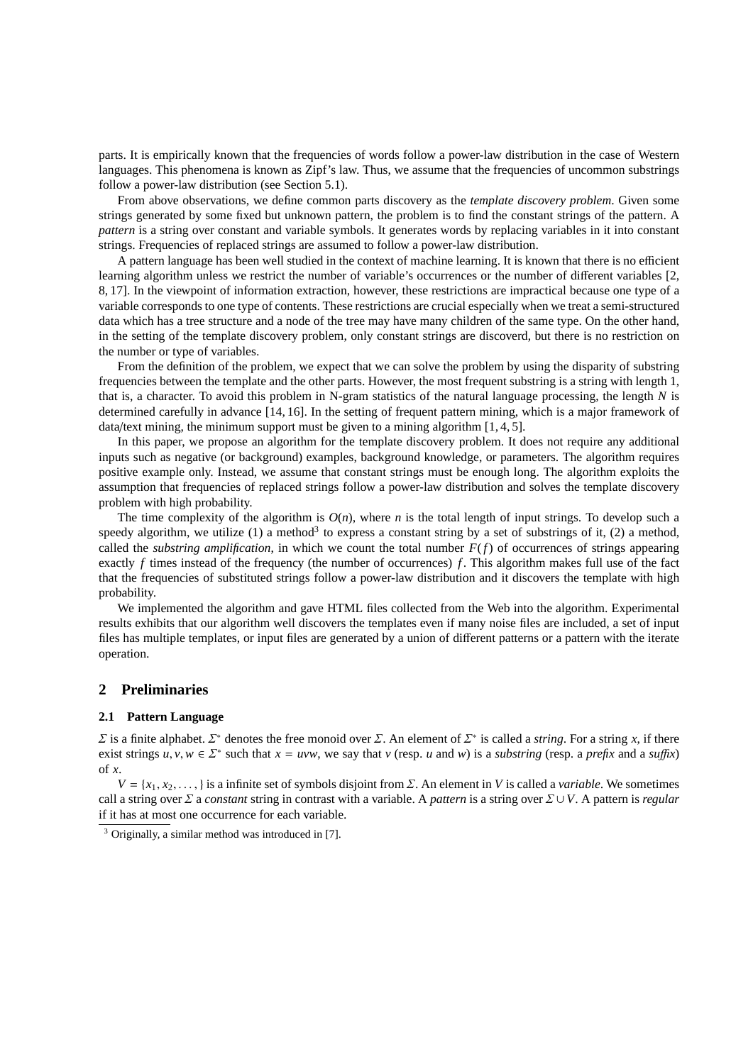parts. It is empirically known that the frequencies of words follow a power-law distribution in the case of Western languages. This phenomena is known as Zipf's law. Thus, we assume that the frequencies of uncommon substrings follow a power-law distribution (see Section 5.1).

From above observations, we define common parts discovery as the *template discovery problem*. Given some strings generated by some fixed but unknown pattern, the problem is to find the constant strings of the pattern. A *pattern* is a string over constant and variable symbols. It generates words by replacing variables in it into constant strings. Frequencies of replaced strings are assumed to follow a power-law distribution.

A pattern language has been well studied in the context of machine learning. It is known that there is no efficient learning algorithm unless we restrict the number of variable's occurrences or the number of different variables [2, 8, 17]. In the viewpoint of information extraction, however, these restrictions are impractical because one type of a variable corresponds to one type of contents. These restrictions are crucial especially when we treat a semi-structured data which has a tree structure and a node of the tree may have many children of the same type. On the other hand, in the setting of the template discovery problem, only constant strings are discoverd, but there is no restriction on the number or type of variables.

From the definition of the problem, we expect that we can solve the problem by using the disparity of substring frequencies between the template and the other parts. However, the most frequent substring is a string with length 1, that is, a character. To avoid this problem in N-gram statistics of the natural language processing, the length $N$ is determined carefully in advance [14, 16]. In the setting of frequent pattern mining, which is a major framework of data/text mining, the minimum support must be given to a mining algorithm [1, 4, 5].

In this paper, we propose an algorithm for the template discovery problem. It does not require any additional inputs such as negative (or background) examples, background knowledge, or parameters. The algorithm requires positive example only. Instead, we assume that constant strings must be enough long. The algorithm exploits the assumption that frequencies of replaced strings follow a power-law distribution and solves the template discovery problem with high probability.

The time complexity of the algorithm is $O(n)$, where $n$ is the total length of input strings. To develop such a speedy algorithm, we utilize (1) a method[3] to express a constant string by a set of substrings of it, (2) a method, called the *substring amplification*, in which we count the total number $F(f)$ of occurrences of strings appearing exactly $f$ times instead of the frequency (the number of occurrences) $f$. This algorithm makes full use of the fact that the frequencies of substituted strings follow a power-law distribution and it discovers the template with high probability.

We implemented the algorithm and gave HTML files collected from the Web into the algorithm. Experimental results exhibits that our algorithm well discovers the templates even if many noise files are included, a set of input files has multiple templates, or input files are generated by a union of different patterns or a pattern with the iterate operation.

## 2 Preliminaries

### 2.1 Pattern Language

$\Sigma$ is a finite alphabet. $\Sigma^*$ denotes the free monoid over $\Sigma$. An element of $\Sigma^*$ is called a *string*. For a string $x$, if there exist strings $u, v, w \in \Sigma^*$ such that $x = uvw$, we say that $v$ (resp. $u$ and $w$) is a *substring* (resp. a *prefix* and a *suffix*) of $x$.

$V = \{x_1, x_2, \ldots,\}$ is a infinite set of symbols disjoint from $\Sigma$. An element in $V$ is called a *variable*. We sometimes call a string over $\Sigma$ a *constant* string in contrast with a variable. A *pattern* is a string over $\Sigma \cup V$. A pattern is *regular* if it has at most one occurrence for each variable.

[3] Originally, a similar method was introduced in [7].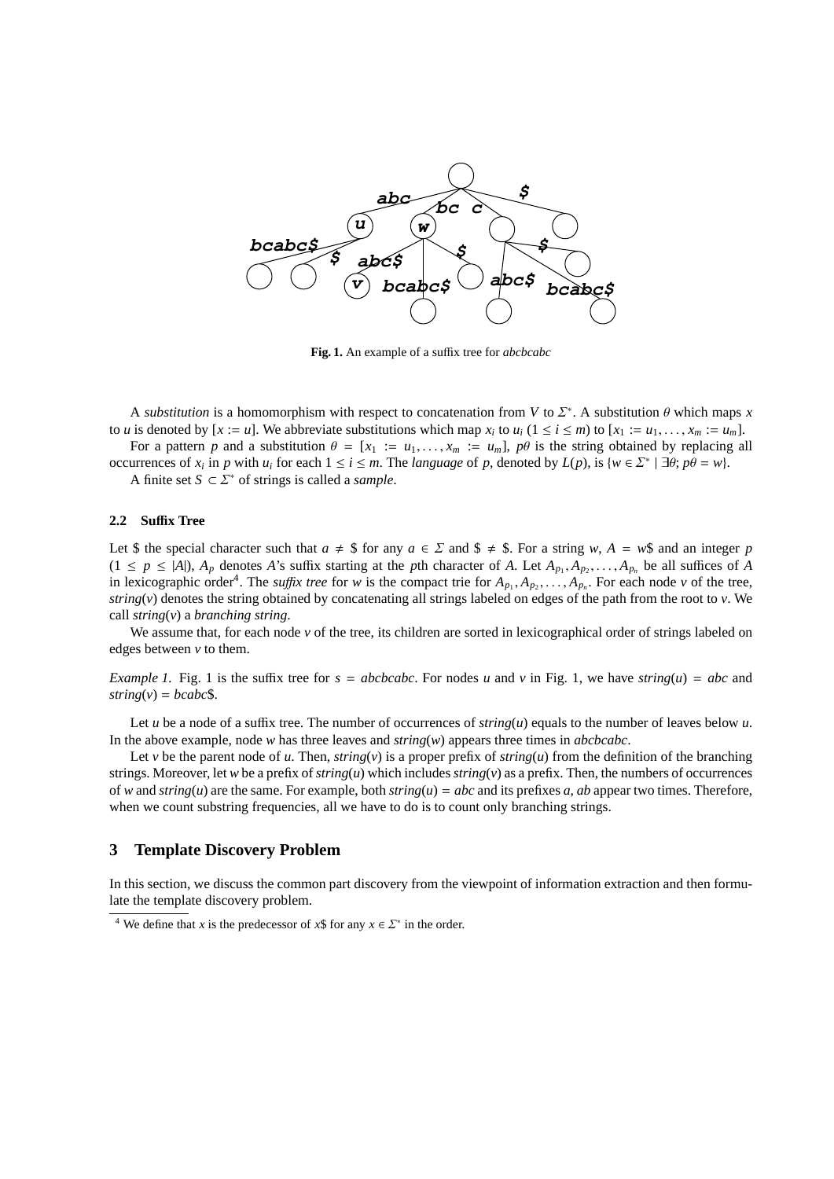abc

$

bc c

u

w

bcabc$

$

abc$

$

$

v

bcabc$

abc$

bcabc$

**Fig. 1.** An example of a suffix tree for *abcbcabc*

A *substitution* is a homomorphism with respect to concatenation from $V$ to $\Sigma^*$. A substitution $\theta$ which maps $x$ to $u$ is denoted by $[x := u]$. We abbreviate substitutions which map $x_i$ to $u_i$ ($1 \leq i \leq m$) to $[x_1 := u_1, \ldots, x_m := u_m]$.

For a pattern $p$ and a substitution $\theta = [x_1 := u_1, \ldots, x_m := u_m]$, $p\theta$ is the string obtained by replacing all occurrences of $x_i$ in $p$ with $u_i$ for each $1 \leq i \leq m$. The *language* of $p$, denoted by $L(p)$, is $\{w \in \Sigma^* \mid \exists\theta; p\theta = w\}$.

A finite set $S \subset \Sigma^*$ of strings is called a *sample*.

### 2.2 Suffix Tree

Let \$ the special character such that $a \neq \$$ for any $a \in \Sigma$ and $\$ \neq \$$. For a string $w$, $A = w\$$ and an integer $p$ ($1 \leq p \leq |A|$), $A_p$ denotes $A$'s suffix starting at the $p$th character of $A$. Let $A_{p_1}, A_{p_2}, \ldots, A_{p_n}$ be all suffices of $A$ in lexicographic order[4]. The *suffix tree* for $w$ is the compact trie for $A_{p_1}, A_{p_2}, \ldots, A_{p_n}$. For each node $v$ of the tree, $string(v)$ denotes the string obtained by concatenating all strings labeled on edges of the path from the root to $v$. We call $string(v)$ a *branching string*.

We assume that, for each node $v$ of the tree, its children are sorted in lexicographical order of strings labeled on edges between $v$ to them.

*Example 1.* Fig. 1 is the suffix tree for $s = abcbcabc$. For nodes $u$ and $v$ in Fig. 1, we have $string(u) = abc$ and $string(v) = bcabc\$$.

Let $u$ be a node of a suffix tree. The number of occurrences of $string(u)$ equals to the number of leaves below $u$. In the above example, node $w$ has three leaves and $string(w)$ appears three times in *abcbcabc*.

Let $v$ be the parent node of $u$. Then, $string(v)$ is a proper prefix of $string(u)$ from the definition of the branching strings. Moreover, let $w$ be a prefix of $string(u)$ which includes $string(v)$ as a prefix. Then, the numbers of occurrences of $w$ and $string(u)$ are the same. For example, both $string(u) = abc$ and its prefixes $a$, $ab$ appear two times. Therefore, when we count substring frequencies, all we have to do is to count only branching strings.

## 3 Template Discovery Problem

In this section, we discuss the common part discovery from the viewpoint of information extraction and then formulate the template discovery problem.

[4] We define that $x$ is the predecessor of $x\$$ for any $x \in \Sigma^*$ in the order.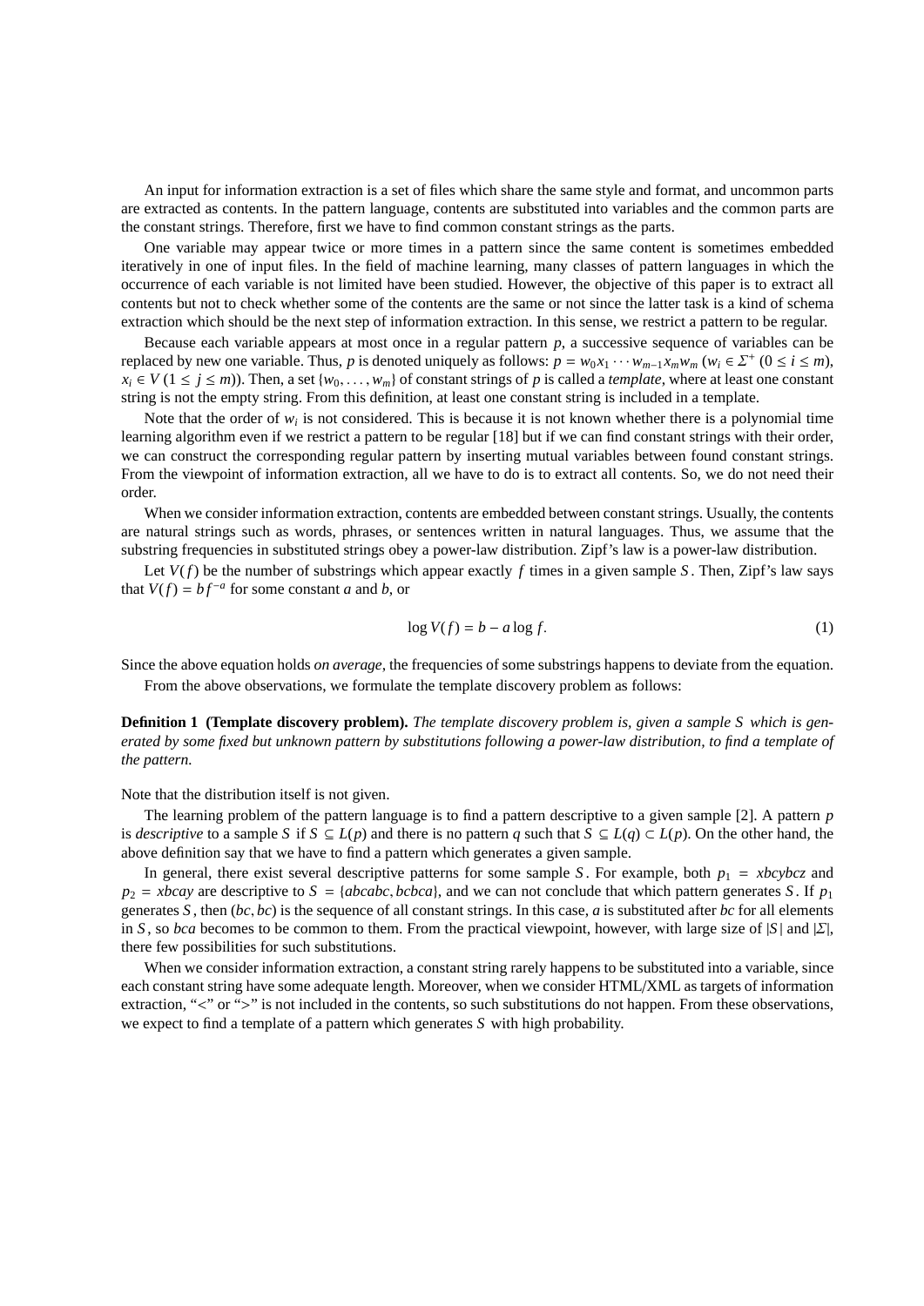An input for information extraction is a set of files which share the same style and format, and uncommon parts are extracted as contents. In the pattern language, contents are substituted into variables and the common parts are the constant strings. Therefore, first we have to find common constant strings as the parts.

One variable may appear twice or more times in a pattern since the same content is sometimes embedded iteratively in one of input files. In the field of machine learning, many classes of pattern languages in which the occurrence of each variable is not limited have been studied. However, the objective of this paper is to extract all contents but not to check whether some of the contents are the same or not since the latter task is a kind of schema extraction which should be the next step of information extraction. In this sense, we restrict a pattern to be regular.

Because each variable appears at most once in a regular pattern $p$, a successive sequence of variables can be replaced by new one variable. Thus, $p$ is denoted uniquely as follows: $p = w_0 x_1 \cdots w_{m-1} x_m w_m$ ($w_i \in \Sigma^+$ $(0 \le i \le m)$, $x_i \in V$ $(1 \le j \le m)$). Then, a set $\{w_0, \ldots, w_m\}$ of constant strings of $p$ is called a *template*, where at least one constant string is not the empty string. From this definition, at least one constant string is included in a template.

Note that the order of $w_i$ is not considered. This is because it is not known whether there is a polynomial time learning algorithm even if we restrict a pattern to be regular [18] but if we can find constant strings with their order, we can construct the corresponding regular pattern by inserting mutual variables between found constant strings. From the viewpoint of information extraction, all we have to do is to extract all contents. So, we do not need their order.

When we consider information extraction, contents are embedded between constant strings. Usually, the contents are natural strings such as words, phrases, or sentences written in natural languages. Thus, we assume that the substring frequencies in substituted strings obey a power-law distribution. Zipf's law is a power-law distribution.

Let $V(f)$ be the number of substrings which appear exactly $f$ times in a given sample $S$. Then, Zipf's law says that $V(f) = bf^{-a}$ for some constant $a$ and $b$, or

$$\log V(f) = b - a \log f. \tag{1}$$

Since the above equation holds *on average*, the frequencies of some substrings happens to deviate from the equation.

From the above observations, we formulate the template discovery problem as follows:

**Definition 1 (Template discovery problem).** *The template discovery problem is, given a sample $S$ which is generated by some fixed but unknown pattern by substitutions following a power-law distribution, to find a template of the pattern.*

Note that the distribution itself is not given.

The learning problem of the pattern language is to find a pattern descriptive to a given sample [2]. A pattern $p$ is *descriptive* to a sample $S$ if $S \subseteq L(p)$ and there is no pattern $q$ such that $S \subseteq L(q) \subset L(p)$. On the other hand, the above definition say that we have to find a pattern which generates a given sample.

In general, there exist several descriptive patterns for some sample $S$. For example, both $p_1 = xbcybcz$ and $p_2 = xbcay$ are descriptive to $S = \{abcabc, bcbca\}$, and we can not conclude that which pattern generates $S$. If $p_1$ generates $S$, then $(bc, bc)$ is the sequence of all constant strings. In this case, $a$ is substituted after $bc$ for all elements in $S$, so $bca$ becomes to be common to them. From the practical viewpoint, however, with large size of $|S|$ and $|\Sigma|$, there few possibilities for such substitutions.

When we consider information extraction, a constant string rarely happens to be substituted into a variable, since each constant string have some adequate length. Moreover, when we consider HTML/XML as targets of information extraction, "<" or ">" is not included in the contents, so such substitutions do not happen. From these observations, we expect to find a template of a pattern which generates $S$ with high probability.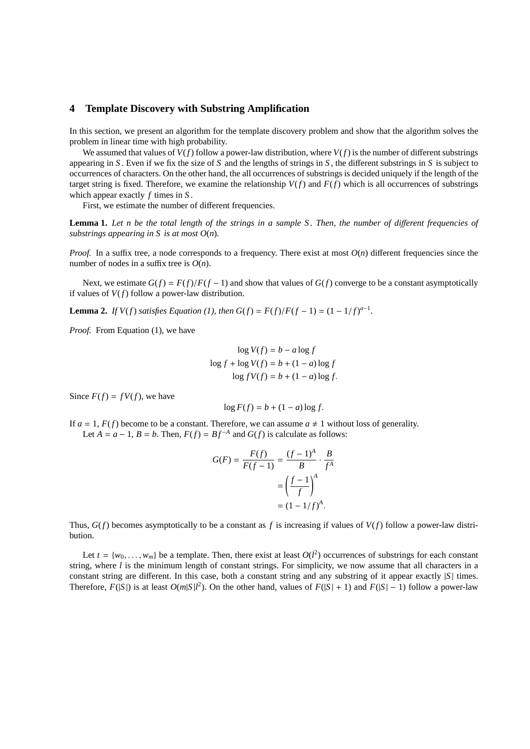## 4 Template Discovery with Substring Amplification

In this section, we present an algorithm for the template discovery problem and show that the algorithm solves the problem in linear time with high probability.

We assumed that values of $V(f)$ follow a power-law distribution, where $V(f)$ is the number of different substrings appearing in $S$. Even if we fix the size of $S$ and the lengths of strings in $S$, the different substrings in $S$ is subject to occurrences of characters. On the other hand, the all occurrences of substrings is decided uniquely if the length of the target string is fixed. Therefore, we examine the relationship $V(f)$ and $F(f)$ which is all occurrences of substrings which appear exactly $f$ times in $S$.

First, we estimate the number of different frequencies.

**Lemma 1.** *Let $n$ be the total length of the strings in a sample $S$. Then, the number of different frequencies of substrings appearing in $S$ is at most $O(n)$.*

*Proof.* In a suffix tree, a node corresponds to a frequency. There exist at most $O(n)$ different frequencies since the number of nodes in a suffix tree is $O(n)$.

Next, we estimate $G(f) = F(f)/F(f-1)$ and show that values of $G(f)$ converge to be a constant asymptotically if values of $V(f)$ follow a power-law distribution.

**Lemma 2.** *If $V(f)$ satisfies Equation (1), then $G(f) = F(f)/F(f-1) = (1 - 1/f)^{a-1}$.*

*Proof.* From Equation (1), we have

$$\begin{aligned}
\log V(f) &= b - a \log f \\
\log f + \log V(f) &= b + (1-a) \log f \\
\log fV(f) &= b + (1-a) \log f.
\end{aligned}$$

Since $F(f) = fV(f)$, we have

$$\log F(f) = b + (1-a) \log f.$$

If $a = 1$, $F(f)$ become to be a constant. Therefore, we can assume $a \neq 1$ without loss of generality.

Let $A = a - 1$, $B = b$. Then, $F(f) = Bf^{-A}$ and $G(f)$ is calculate as follows:

$$\begin{aligned}
G(F) = \frac{F(f)}{F(f-1)} &= \frac{(f-1)^A}{B} \cdot \frac{B}{f^A} \\
&= \left(\frac{f-1}{f}\right)^A \\
&= (1 - 1/f)^A.
\end{aligned}$$

Thus, $G(f)$ becomes asymptotically to be a constant as $f$ is increasing if values of $V(f)$ follow a power-law distribution.

Let $t = \{w_0, \ldots, w_m\}$ be a template. Then, there exist at least $O(l^2)$ occurrences of substrings for each constant string, where $l$ is the minimum length of constant strings. For simplicity, we now assume that all characters in a constant string are different. In this case, both a constant string and any substring of it appear exactly $|S|$ times. Therefore, $F(|S|)$ is at least $O(m|S|l^2)$. On the other hand, values of $F(|S|+1)$ and $F(|S|-1)$ follow a power-law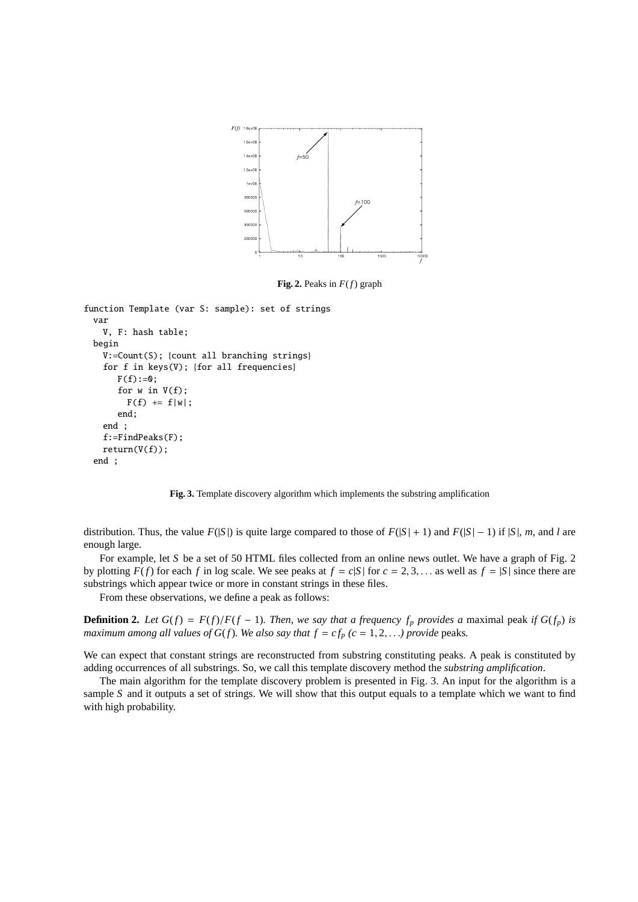F(f)

1.8e+06

1.6e+06

1.4e+06

1.2e+06

1e+06

800000

600000

400000

200000

0

f=50

f=100

1

10

100

1000

10000

f

**Fig. 2.** Peaks in $F(f)$ graph

```
function Template (var S: sample): set of strings
  var
    V, F: hash table;
  begin
    V:=Count(S); {count all branching strings}
    for f in keys(V); {for all frequencies}
       F(f):=0;
       for w in V(f);
         F(f) += f|w|;
       end;
    end ;
    f:=FindPeaks(F);
    return(V(f));
  end ;
```

**Fig. 3.** Template discovery algorithm which implements the substring amplification

distribution. Thus, the value $F(|S|)$ is quite large compared to those of $F(|S| + 1)$ and $F(|S| - 1)$ if $|S|$, $m$, and $l$ are enough large.

For example, let $S$ be a set of 50 HTML files collected from an online news outlet. We have a graph of Fig. 2 by plotting $F(f)$ for each $f$ in log scale. We see peaks at $f = c|S|$ for $c = 2, 3, \ldots$ as well as $f = |S|$ since there are substrings which appear twice or more in constant strings in these files.

From these observations, we define a peak as follows:

**Definition 2.** *Let $G(f) = F(f)/F(f - 1)$. Then, we say that a frequency $f_p$ provides a* maximal peak *if $G(f_p)$ is maximum among all values of $G(f)$. We also say that $f = cf_p$ ($c = 1, 2, \ldots$) provide* peaks*.*

We can expect that constant strings are reconstructed from substring constituting peaks. A peak is constituted by adding occurrences of all substrings. So, we call this template discovery method the *substring amplification*.

The main algorithm for the template discovery problem is presented in Fig. 3. An input for the algorithm is a sample $S$ and it outputs a set of strings. We will show that this output equals to a template which we want to find with high probability.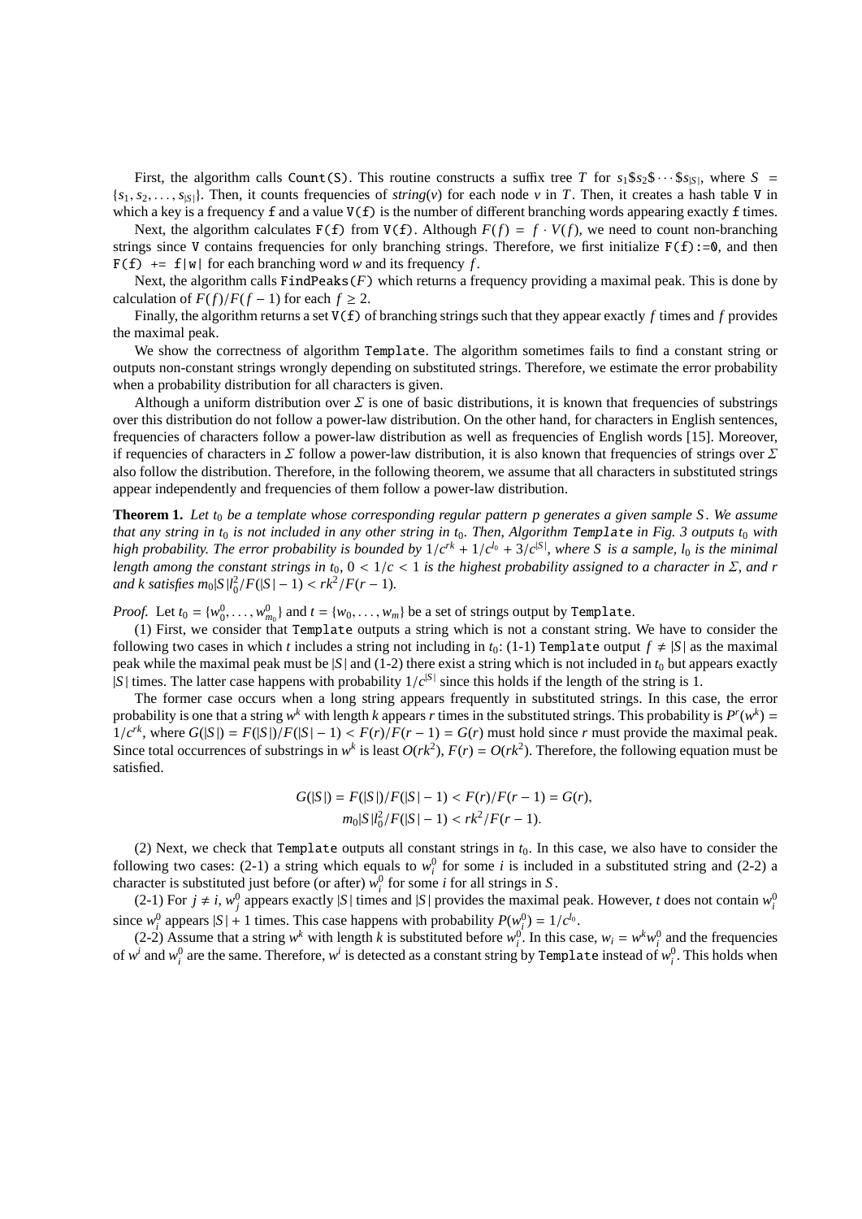First, the algorithm calls `Count(S)`. This routine constructs a suffix tree $T$ for $s_1\$s_2\$\cdots\$s_{|S|}$, where $S = \{s_1, s_2, \ldots, s_{|S|}\}$. Then, it counts frequencies of *string*($v$) for each node $v$ in $T$. Then, it creates a hash table `V` in which a key is a frequency `f` and a value `V(f)` is the number of different branching words appearing exactly `f` times.

Next, the algorithm calculates `F(f)` from `V(f)`. Although $F(f) = f \cdot V(f)$, we need to count non-branching strings since `V` contains frequencies for only branching strings. Therefore, we first initialize `F(f):=0`, and then `F(f) += f|w|` for each branching word $w$ and its frequency $f$.

Next, the algorithm calls `FindPeaks(F)` which returns a frequency providing a maximal peak. This is done by calculation of $F(f)/F(f-1)$ for each $f \geq 2$.

Finally, the algorithm returns a set `V(f)` of branching strings such that they appear exactly $f$ times and $f$ provides the maximal peak.

We show the correctness of algorithm `Template`. The algorithm sometimes fails to find a constant string or outputs non-constant strings wrongly depending on substituted strings. Therefore, we estimate the error probability when a probability distribution for all characters is given.

Although a uniform distribution over $\Sigma$ is one of basic distributions, it is known that frequencies of substrings over this distribution do not follow a power-law distribution. On the other hand, for characters in English sentences, frequencies of characters follow a power-law distribution as well as frequencies of English words [15]. Moreover, if requencies of characters in $\Sigma$ follow a power-law distribution, it is also known that frequencies of strings over $\Sigma$ also follow the distribution. Therefore, in the following theorem, we assume that all characters in substituted strings appear independently and frequencies of them follow a power-law distribution.

**Theorem 1.** *Let $t_0$ be a template whose corresponding regular pattern $p$ generates a given sample $S$. We assume that any string in $t_0$ is not included in any other string in $t_0$. Then, Algorithm `Template` in Fig. 3 outputs $t_0$ with high probability. The error probability is bounded by $1/c^{rk} + 1/c^{l_0} + 3/c^{|S|}$, where $S$ is a sample, $l_0$ is the minimal length among the constant strings in $t_0$, $0 < 1/c < 1$ is the highest probability assigned to a character in $\Sigma$, and $r$ and $k$ satisfies $m_0|S|l_0^2/F(|S|-1) < rk^2/F(r-1)$.*

*Proof.* Let $t_0 = \{w_0^0, \ldots, w_{m_0}^0\}$ and $t = \{w_0, \ldots, w_m\}$ be a set of strings output by `Template`.

(1) First, we consider that `Template` outputs a string which is not a constant string. We have to consider the following two cases in which $t$ includes a string not including in $t_0$: (1-1) `Template` output $f \neq |S|$ as the maximal peak while the maximal peak must be $|S|$ and (1-2) there exist a string which is not included in $t_0$ but appears exactly $|S|$ times. The latter case happens with probability $1/c^{|S|}$ since this holds if the length of the string is 1.

The former case occurs when a long string appears frequently in substituted strings. In this case, the error probability is one that a string $w^k$ with length $k$ appears $r$ times in the substituted strings. This probability is $P^r(w^k) = 1/c^{rk}$, where $G(|S|) = F(|S|)/F(|S|-1) < F(r)/F(r-1) = G(r)$ must hold since $r$ must provide the maximal peak. Since total occurrences of substrings in $w^k$ is least $O(rk^2)$, $F(r) = O(rk^2)$. Therefore, the following equation must be satisfied.

$$G(|S|) = F(|S|)/F(|S|-1) < F(r)/F(r-1) = G(r),$$
$$m_0|S|l_0^2/F(|S|-1) < rk^2/F(r-1).$$

(2) Next, we check that `Template` outputs all constant strings in $t_0$. In this case, we also have to consider the following two cases: (2-1) a string which equals to $w_i^0$ for some $i$ is included in a substituted string and (2-2) a character is substituted just before (or after) $w_i^0$ for some $i$ for all strings in $S$.

(2-1) For $j \neq i$, $w_j^0$ appears exactly $|S|$ times and $|S|$ provides the maximal peak. However, $t$ does not contain $w_i^0$ since $w_i^0$ appears $|S|+1$ times. This case happens with probability $P(w_i^0) = 1/c^{l_0}$.

(2-2) Assume that a string $w^k$ with length $k$ is substituted before $w_i^0$. In this case, $w_i = w^k w_i^0$ and the frequencies of $w^i$ and $w_i^0$ are the same. Therefore, $w^i$ is detected as a constant string by `Template` instead of $w_i^0$. This holds when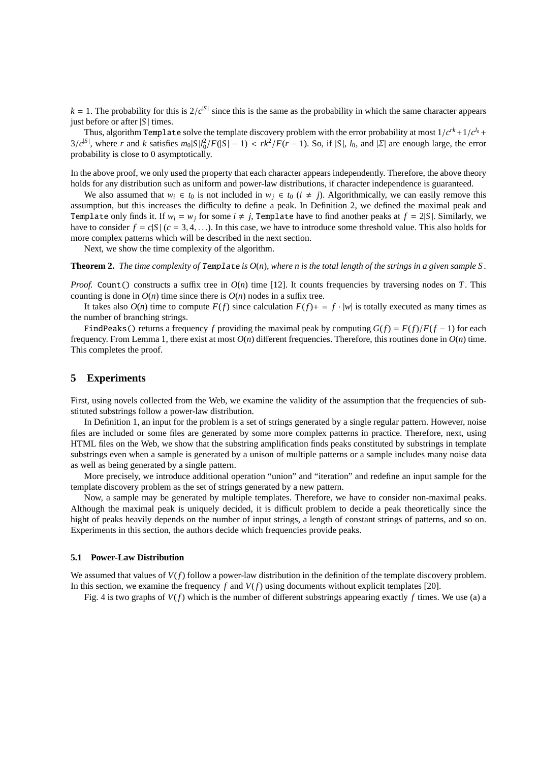$k = 1$. The probability for this is $2/c^{|S|}$ since this is the same as the probability in which the same character appears just before or after $|S|$ times.

Thus, algorithm Template solve the template discovery problem with the error probability at most $1/c^{rk} + 1/c^{l_0} + 3/c^{|S|}$, where $r$ and $k$ satisfies $m_0|S|l_0^2/F(|S|-1) < rk^2/F(r-1)$. So, if $|S|$, $l_0$, and $|\Sigma|$ are enough large, the error probability is close to 0 asymptotically.

In the above proof, we only used the property that each character appears independently. Therefore, the above theory holds for any distribution such as uniform and power-law distributions, if character independence is guaranteed.

We also assumed that $w_i \in t_0$ is not included in $w_j \in t_0$ ($i \neq j$). Algorithmically, we can easily remove this assumption, but this increases the difficulty to define a peak. In Definition 2, we defined the maximal peak and Template only finds it. If $w_i = w_j$ for some $i \neq j$, Template have to find another peaks at $f = 2|S|$. Similarly, we have to consider $f = c|S|$ ($c = 3, 4, \ldots$). In this case, we have to introduce some threshold value. This also holds for more complex patterns which will be described in the next section.

Next, we show the time complexity of the algorithm.

**Theorem 2.** *The time complexity of* Template *is $O(n)$, where $n$ is the total length of the strings in a given sample $S$.*

*Proof.* Count() constructs a suffix tree in $O(n)$ time [12]. It counts frequencies by traversing nodes on $T$. This counting is done in $O(n)$ time since there is $O(n)$ nodes in a suffix tree.

It takes also $O(n)$ time to compute $F(f)$ since calculation $F(f) += f \cdot |w|$ is totally executed as many times as the number of branching strings.

FindPeaks() returns a frequency $f$ providing the maximal peak by computing $G(f) = F(f)/F(f-1)$ for each frequency. From Lemma 1, there exist at most $O(n)$ different frequencies. Therefore, this routines done in $O(n)$ time. This completes the proof.

## 5 Experiments

First, using novels collected from the Web, we examine the validity of the assumption that the frequencies of substituted substrings follow a power-law distribution.

In Definition 1, an input for the problem is a set of strings generated by a single regular pattern. However, noise files are included or some files are generated by some more complex patterns in practice. Therefore, next, using HTML files on the Web, we show that the substring amplification finds peaks constituted by substrings in template substrings even when a sample is generated by a unison of multiple patterns or a sample includes many noise data as well as being generated by a single pattern.

More precisely, we introduce additional operation "union" and "iteration" and redefine an input sample for the template discovery problem as the set of strings generated by a new pattern.

Now, a sample may be generated by multiple templates. Therefore, we have to consider non-maximal peaks. Although the maximal peak is uniquely decided, it is difficult problem to decide a peak theoretically since the hight of peaks heavily depends on the number of input strings, a length of constant strings of patterns, and so on. Experiments in this section, the authors decide which frequencies provide peaks.

### 5.1 Power-Law Distribution

We assumed that values of $V(f)$ follow a power-law distribution in the definition of the template discovery problem. In this section, we examine the frequency $f$ and $V(f)$ using documents without explicit templates [20].

Fig. 4 is two graphs of $V(f)$ which is the number of different substrings appearing exactly $f$ times. We use (a) a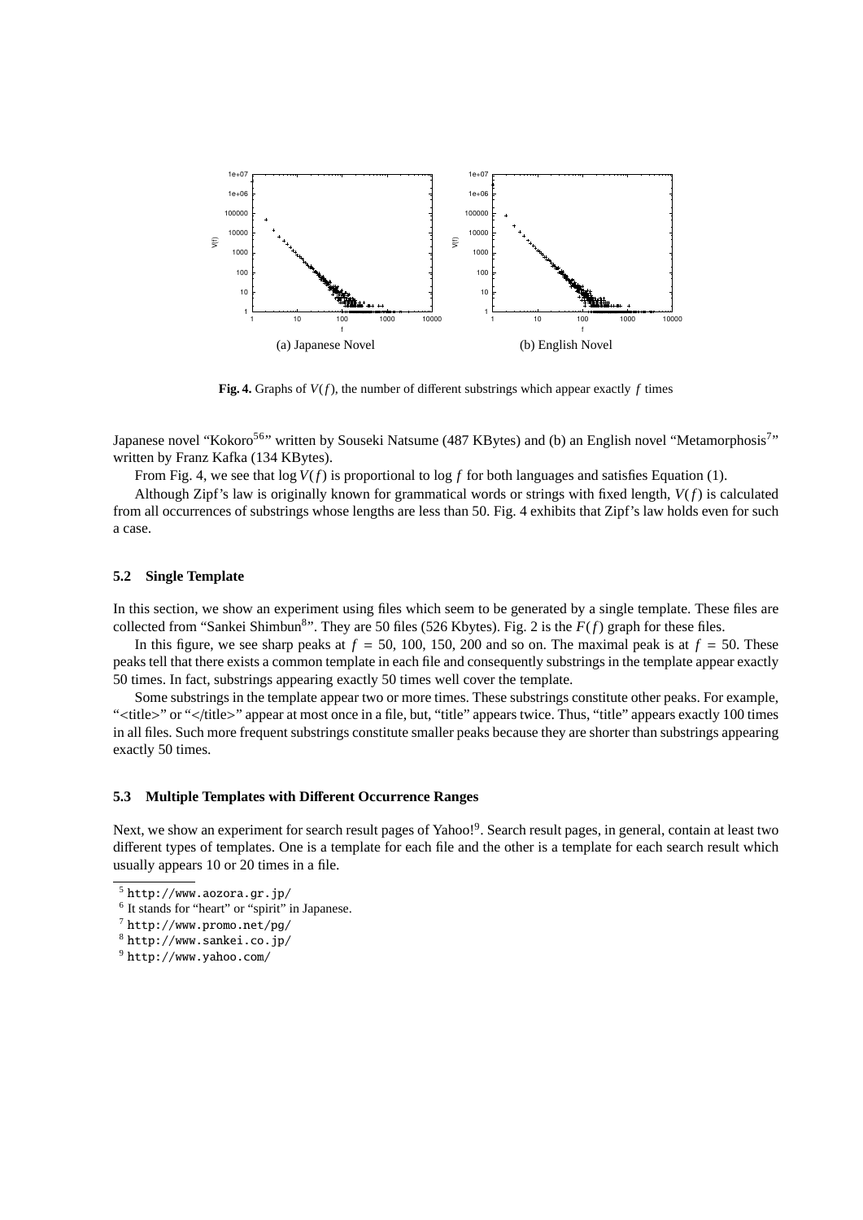1e+07
1e+06
100000
10000
1000
100
10
1
V(f)
1 10 100 1000 10000
f

(a) Japanese Novel

1e+07
1e+06
100000
10000
1000
100
10
1
V(f)
1 10 100 1000 10000
f

(b) English Novel

**Fig. 4.** Graphs of $V(f)$, the number of different substrings which appear exactly $f$ times

Japanese novel "Kokoro[5][6]" written by Souseki Natsume (487 KBytes) and (b) an English novel "Metamorphosis[7]" written by Franz Kafka (134 KBytes).

From Fig. 4, we see that $\log V(f)$ is proportional to $\log f$ for both languages and satisfies Equation (1).

Although Zipf's law is originally known for grammatical words or strings with fixed length, $V(f)$ is calculated from all occurrences of substrings whose lengths are less than 50. Fig. 4 exhibits that Zipf's law holds even for such a case.

### 5.2 Single Template

In this section, we show an experiment using files which seem to be generated by a single template. These files are collected from "Sankei Shimbun[8]". They are 50 files (526 Kbytes). Fig. 2 is the $F(f)$ graph for these files.

In this figure, we see sharp peaks at $f = 50$, 100, 150, 200 and so on. The maximal peak is at $f = 50$. These peaks tell that there exists a common template in each file and consequently substrings in the template appear exactly 50 times. In fact, substrings appearing exactly 50 times well cover the template.

Some substrings in the template appear two or more times. These substrings constitute other peaks. For example, "<title>" or "</title>" appear at most once in a file, but, "title" appears twice. Thus, "title" appears exactly 100 times in all files. Such more frequent substrings constitute smaller peaks because they are shorter than substrings appearing exactly 50 times.

### 5.3 Multiple Templates with Different Occurrence Ranges

Next, we show an experiment for search result pages of Yahoo![9]. Search result pages, in general, contain at least two different types of templates. One is a template for each file and the other is a template for each search result which usually appears 10 or 20 times in a file.

[5] http://www.aozora.gr.jp/
[6] It stands for "heart" or "spirit" in Japanese.
[7] http://www.promo.net/pg/
[8] http://www.sankei.co.jp/
[9] http://www.yahoo.com/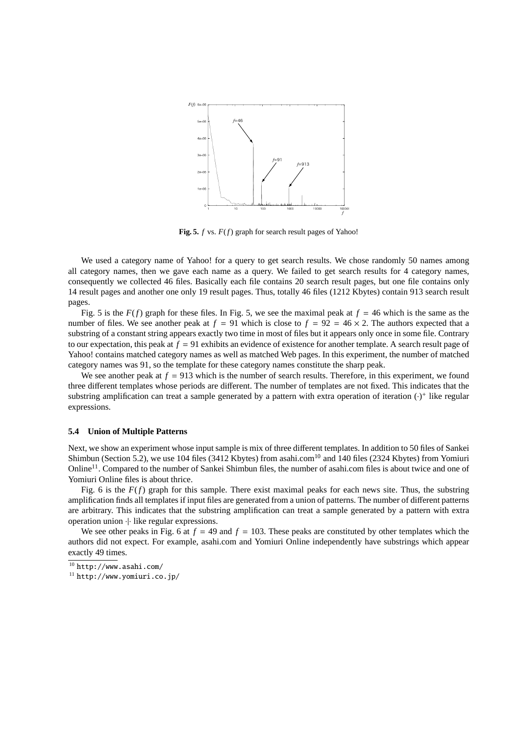F(f) 6e+06

5e+06

4e+06

3e+06

2e+06

1e+06

0

1 10 100 1000 10000 100000

f

f=46

f=91

f=913

**Fig. 5.** $f$ vs. $F(f)$ graph for search result pages of Yahoo!

We used a category name of Yahoo! for a query to get search results. We chose randomly 50 names among all category names, then we gave each name as a query. We failed to get search results for 4 category names, consequently we collected 46 files. Basically each file contains 20 search result pages, but one file contains only 14 result pages and another one only 19 result pages. Thus, totally 46 files (1212 Kbytes) contain 913 search result pages.

Fig. 5 is the $F(f)$ graph for these files. In Fig. 5, we see the maximal peak at $f = 46$ which is the same as the number of files. We see another peak at $f = 91$ which is close to $f = 92 = 46 \times 2$. The authors expected that a substring of a constant string appears exactly two time in most of files but it appears only once in some file. Contrary to our expectation, this peak at $f = 91$ exhibits an evidence of existence for another template. A search result page of Yahoo! contains matched category names as well as matched Web pages. In this experiment, the number of matched category names was 91, so the template for these category names constitute the sharp peak.

We see another peak at $f = 913$ which is the number of search results. Therefore, in this experiment, we found three different templates whose periods are different. The number of templates are not fixed. This indicates that the substring amplification can treat a sample generated by a pattern with extra operation of iteration $(\cdot)^+$ like regular expressions.

### 5.4 Union of Multiple Patterns

Next, we show an experiment whose input sample is mix of three different templates. In addition to 50 files of Sankei Shimbun (Section 5.2), we use 104 files (3412 Kbytes) from asahi.com[10] and 140 files (2324 Kbytes) from Yomiuri Online[11]. Compared to the number of Sankei Shimbun files, the number of asahi.com files is about twice and one of Yomiuri Online files is about thrice.

Fig. 6 is the $F(f)$ graph for this sample. There exist maximal peaks for each news site. Thus, the substring amplification finds all templates if input files are generated from a union of patterns. The number of different patterns are arbitrary. This indicates that the substring amplification can treat a sample generated by a pattern with extra operation union $\cdot|\cdot$ like regular expressions.

We see other peaks in Fig. 6 at $f = 49$ and $f = 103$. These peaks are constituted by other templates which the authors did not expect. For example, asahi.com and Yomiuri Online independently have substrings which appear exactly 49 times.

[10] `http://www.asahi.com/`

[11] `http://www.yomiuri.co.jp/`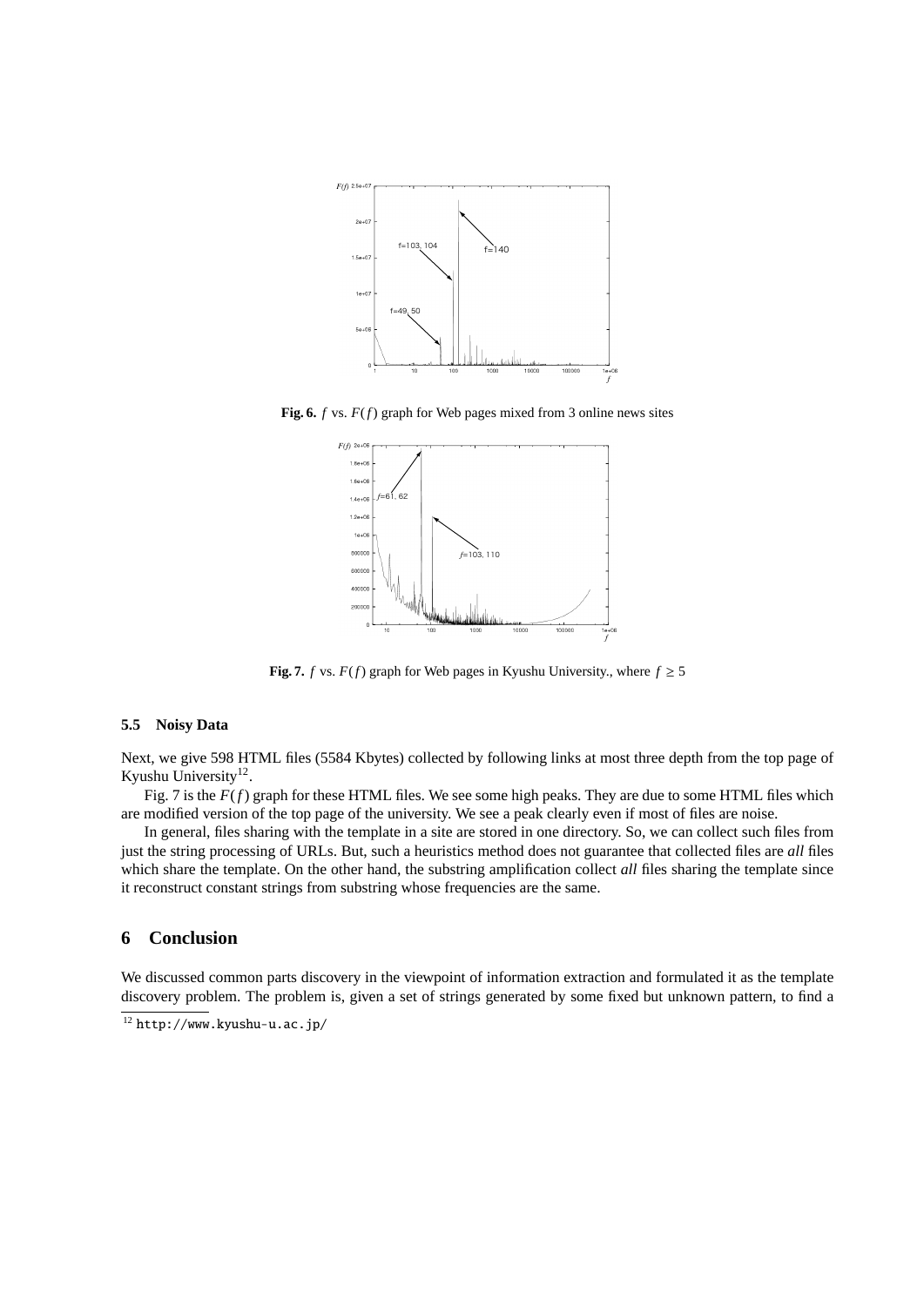F(f) 2.5e+07

2e+07

1.5e+07

1e+07

5e+06

0

1 10 100 1000 10000 100000 1e+06

f

f=103, 104

f=140

f=49, 50

**Fig. 6.** $f$ vs. $F(f)$ graph for Web pages mixed from 3 online news sites

F(f) 2e+06

1.8e+06

1.6e+06

1.4e+06

1.2e+06

1e+06

800000

600000

400000

200000

0

10 100 1000 10000 100000 1e+06

f

f=61, 62

f=103, 110

**Fig. 7.** $f$ vs. $F(f)$ graph for Web pages in Kyushu University., where $f \geq 5$

### 5.5 Noisy Data

Next, we give 598 HTML files (5584 Kbytes) collected by following links at most three depth from the top page of Kyushu University[12].

Fig. 7 is the $F(f)$ graph for these HTML files. We see some high peaks. They are due to some HTML files which are modified version of the top page of the university. We see a peak clearly even if most of files are noise.

In general, files sharing with the template in a site are stored in one directory. So, we can collect such files from just the string processing of URLs. But, such a heuristics method does not guarantee that collected files are *all* files which share the template. On the other hand, the substring amplification collect *all* files sharing the template since it reconstruct constant strings from substring whose frequencies are the same.

## 6 Conclusion

We discussed common parts discovery in the viewpoint of information extraction and formulated it as the template discovery problem. The problem is, given a set of strings generated by some fixed but unknown pattern, to find a

[12] http://www.kyushu-u.ac.jp/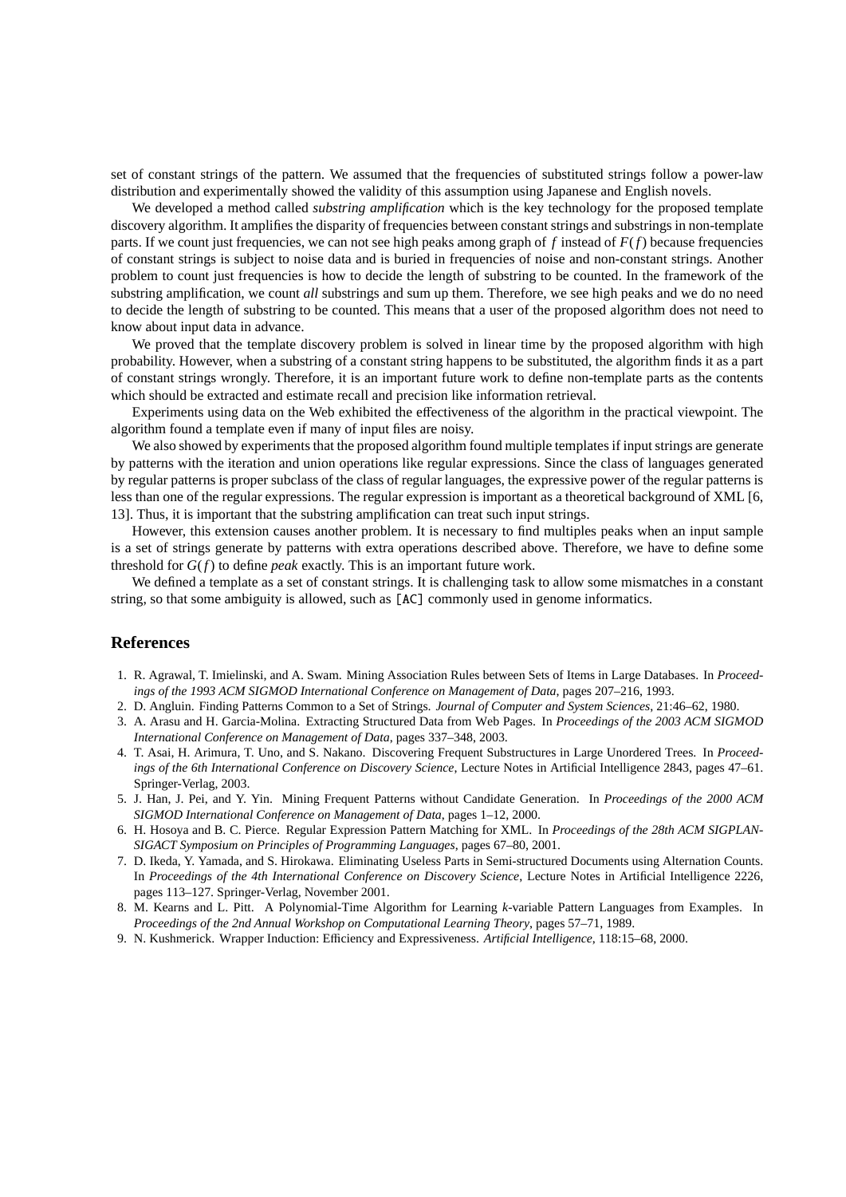set of constant strings of the pattern. We assumed that the frequencies of substituted strings follow a power-law distribution and experimentally showed the validity of this assumption using Japanese and English novels.

We developed a method called *substring amplification* which is the key technology for the proposed template discovery algorithm. It amplifies the disparity of frequencies between constant strings and substrings in non-template parts. If we count just frequencies, we can not see high peaks among graph of $f$ instead of $F(f)$ because frequencies of constant strings is subject to noise data and is buried in frequencies of noise and non-constant strings. Another problem to count just frequencies is how to decide the length of substring to be counted. In the framework of the substring amplification, we count *all* substrings and sum up them. Therefore, we see high peaks and we do no need to decide the length of substring to be counted. This means that a user of the proposed algorithm does not need to know about input data in advance.

We proved that the template discovery problem is solved in linear time by the proposed algorithm with high probability. However, when a substring of a constant string happens to be substituted, the algorithm finds it as a part of constant strings wrongly. Therefore, it is an important future work to define non-template parts as the contents which should be extracted and estimate recall and precision like information retrieval.

Experiments using data on the Web exhibited the effectiveness of the algorithm in the practical viewpoint. The algorithm found a template even if many of input files are noisy.

We also showed by experiments that the proposed algorithm found multiple templates if input strings are generate by patterns with the iteration and union operations like regular expressions. Since the class of languages generated by regular patterns is proper subclass of the class of regular languages, the expressive power of the regular patterns is less than one of the regular expressions. The regular expression is important as a theoretical background of XML [6, 13]. Thus, it is important that the substring amplification can treat such input strings.

However, this extension causes another problem. It is necessary to find multiples peaks when an input sample is a set of strings generate by patterns with extra operations described above. Therefore, we have to define some threshold for $G(f)$ to define *peak* exactly. This is an important future work.

We defined a template as a set of constant strings. It is challenging task to allow some mismatches in a constant string, so that some ambiguity is allowed, such as `[AC]` commonly used in genome informatics.

## References

1. R. Agrawal, T. Imielinski, and A. Swam. Mining Association Rules between Sets of Items in Large Databases. In *Proceedings of the 1993 ACM SIGMOD International Conference on Management of Data*, pages 207–216, 1993.
2. D. Angluin. Finding Patterns Common to a Set of Strings. *Journal of Computer and System Sciences*, 21:46–62, 1980.
3. A. Arasu and H. Garcia-Molina. Extracting Structured Data from Web Pages. In *Proceedings of the 2003 ACM SIGMOD International Conference on Management of Data*, pages 337–348, 2003.
4. T. Asai, H. Arimura, T. Uno, and S. Nakano. Discovering Frequent Substructures in Large Unordered Trees. In *Proceedings of the 6th International Conference on Discovery Science*, Lecture Notes in Artificial Intelligence 2843, pages 47–61. Springer-Verlag, 2003.
5. J. Han, J. Pei, and Y. Yin. Mining Frequent Patterns without Candidate Generation. In *Proceedings of the 2000 ACM SIGMOD International Conference on Management of Data*, pages 1–12, 2000.
6. H. Hosoya and B. C. Pierce. Regular Expression Pattern Matching for XML. In *Proceedings of the 28th ACM SIGPLAN-SIGACT Symposium on Principles of Programming Languages*, pages 67–80, 2001.
7. D. Ikeda, Y. Yamada, and S. Hirokawa. Eliminating Useless Parts in Semi-structured Documents using Alternation Counts. In *Proceedings of the 4th International Conference on Discovery Science*, Lecture Notes in Artificial Intelligence 2226, pages 113–127. Springer-Verlag, November 2001.
8. M. Kearns and L. Pitt. A Polynomial-Time Algorithm for Learning $k$-variable Pattern Languages from Examples. In *Proceedings of the 2nd Annual Workshop on Computational Learning Theory*, pages 57–71, 1989.
9. N. Kushmerick. Wrapper Induction: Efficiency and Expressiveness. *Artificial Intelligence*, 118:15–68, 2000.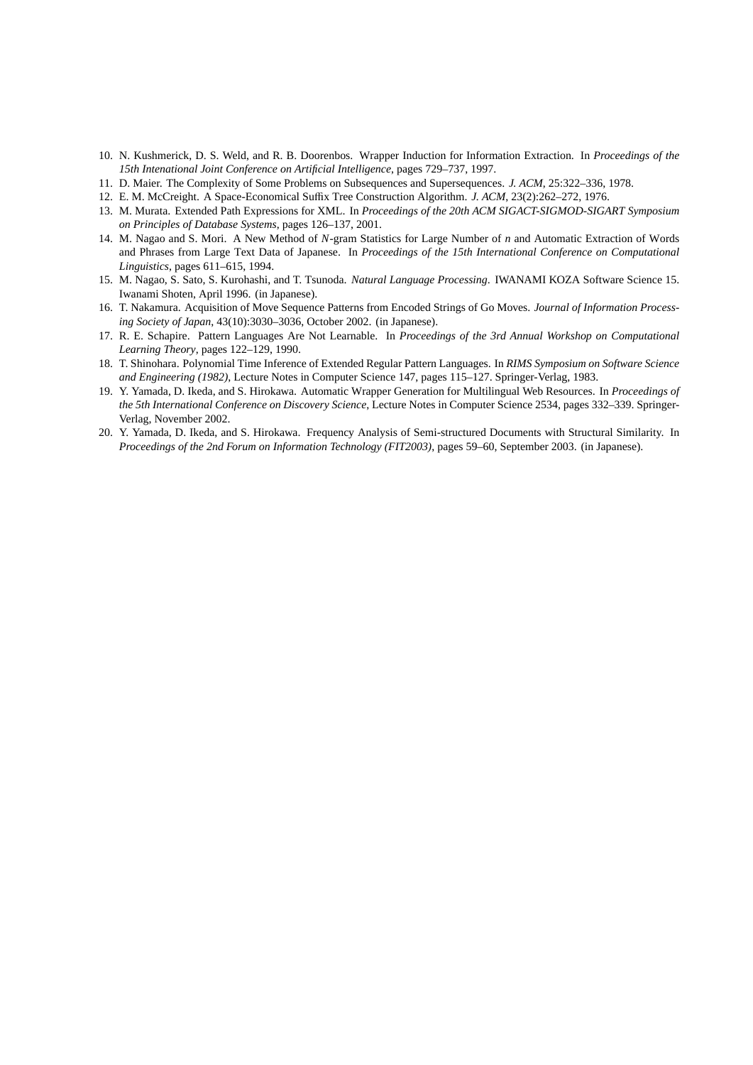10. N. Kushmerick, D. S. Weld, and R. B. Doorenbos. Wrapper Induction for Information Extraction. In *Proceedings of the 15th Intenational Joint Conference on Artificial Intelligence*, pages 729–737, 1997.
11. D. Maier. The Complexity of Some Problems on Subsequences and Supersequences. *J. ACM*, 25:322–336, 1978.
12. E. M. McCreight. A Space-Economical Suffix Tree Construction Algorithm. *J. ACM*, 23(2):262–272, 1976.
13. M. Murata. Extended Path Expressions for XML. In *Proceedings of the 20th ACM SIGACT-SIGMOD-SIGART Symposium on Principles of Database Systems*, pages 126–137, 2001.
14. M. Nagao and S. Mori. A New Method of $N$-gram Statistics for Large Number of $n$ and Automatic Extraction of Words and Phrases from Large Text Data of Japanese. In *Proceedings of the 15th International Conference on Computational Linguistics*, pages 611–615, 1994.
15. M. Nagao, S. Sato, S. Kurohashi, and T. Tsunoda. *Natural Language Processing*. IWANAMI KOZA Software Science 15. Iwanami Shoten, April 1996. (in Japanese).
16. T. Nakamura. Acquisition of Move Sequence Patterns from Encoded Strings of Go Moves. *Journal of Information Processing Society of Japan*, 43(10):3030–3036, October 2002. (in Japanese).
17. R. E. Schapire. Pattern Languages Are Not Learnable. In *Proceedings of the 3rd Annual Workshop on Computational Learning Theory*, pages 122–129, 1990.
18. T. Shinohara. Polynomial Time Inference of Extended Regular Pattern Languages. In *RIMS Symposium on Software Science and Engineering (1982)*, Lecture Notes in Computer Science 147, pages 115–127. Springer-Verlag, 1983.
19. Y. Yamada, D. Ikeda, and S. Hirokawa. Automatic Wrapper Generation for Multilingual Web Resources. In *Proceedings of the 5th International Conference on Discovery Science*, Lecture Notes in Computer Science 2534, pages 332–339. Springer-Verlag, November 2002.
20. Y. Yamada, D. Ikeda, and S. Hirokawa. Frequency Analysis of Semi-structured Documents with Structural Similarity. In *Proceedings of the 2nd Forum on Information Technology (FIT2003)*, pages 59–60, September 2003. (in Japanese).